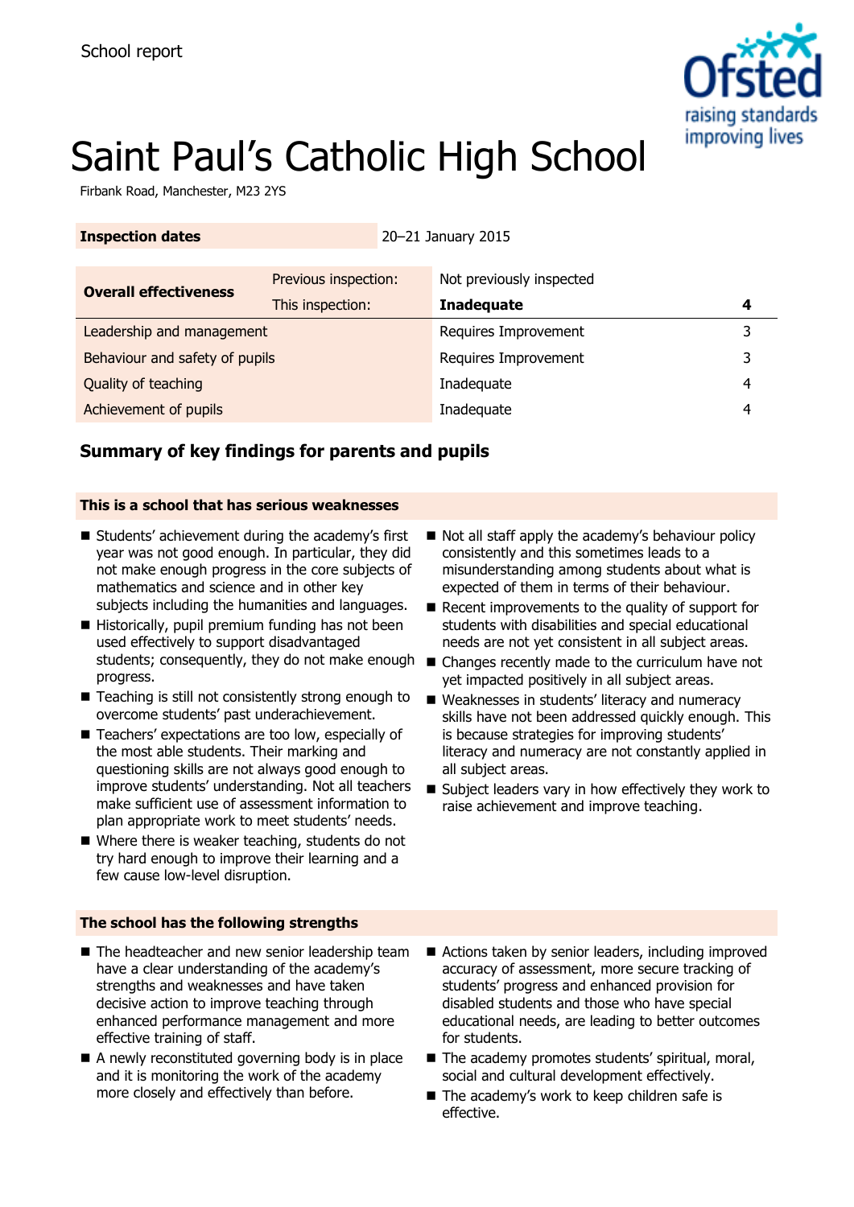School report

# Saint Paul's Catholic High School

Firbank Road, Manchester, M23 2YS

| **Inspection dates** | | 20–21 January 2015 | |
|---|---|---|---|

| **Overall effectiveness** | Previous inspection: | Not previously inspected | |
|---|---|---|---|
| | This inspection: | **Inadequate** | **4** |
| Leadership and management | | Requires Improvement | 3 |
| Behaviour and safety of pupils | | Requires Improvement | 3 |
| Quality of teaching | | Inadequate | 4 |
| Achievement of pupils | | Inadequate | 4 |

## Summary of key findings for parents and pupils

### This is a school that has serious weaknesses

- Students' achievement during the academy's first year was not good enough. In particular, they did not make enough progress in the core subjects of mathematics and science and in other key subjects including the humanities and languages.
- Historically, pupil premium funding has not been used effectively to support disadvantaged students; consequently, they do not make enough progress.
- Teaching is still not consistently strong enough to overcome students' past underachievement.
- Teachers' expectations are too low, especially of the most able students. Their marking and questioning skills are not always good enough to improve students' understanding. Not all teachers make sufficient use of assessment information to plan appropriate work to meet students' needs.
- Where there is weaker teaching, students do not try hard enough to improve their learning and a few cause low-level disruption.
- Not all staff apply the academy's behaviour policy consistently and this sometimes leads to a misunderstanding among students about what is expected of them in terms of their behaviour.
- Recent improvements to the quality of support for students with disabilities and special educational needs are not yet consistent in all subject areas.
- Changes recently made to the curriculum have not yet impacted positively in all subject areas.
- Weaknesses in students' literacy and numeracy skills have not been addressed quickly enough. This is because strategies for improving students' literacy and numeracy are not constantly applied in all subject areas.
- Subject leaders vary in how effectively they work to raise achievement and improve teaching.

### The school has the following strengths

- The headteacher and new senior leadership team have a clear understanding of the academy's strengths and weaknesses and have taken decisive action to improve teaching through enhanced performance management and more effective training of staff.
- A newly reconstituted governing body is in place and it is monitoring the work of the academy more closely and effectively than before.
- Actions taken by senior leaders, including improved accuracy of assessment, more secure tracking of students' progress and enhanced provision for disabled students and those who have special educational needs, are leading to better outcomes for students.
- The academy promotes students' spiritual, moral, social and cultural development effectively.
- The academy's work to keep children safe is effective.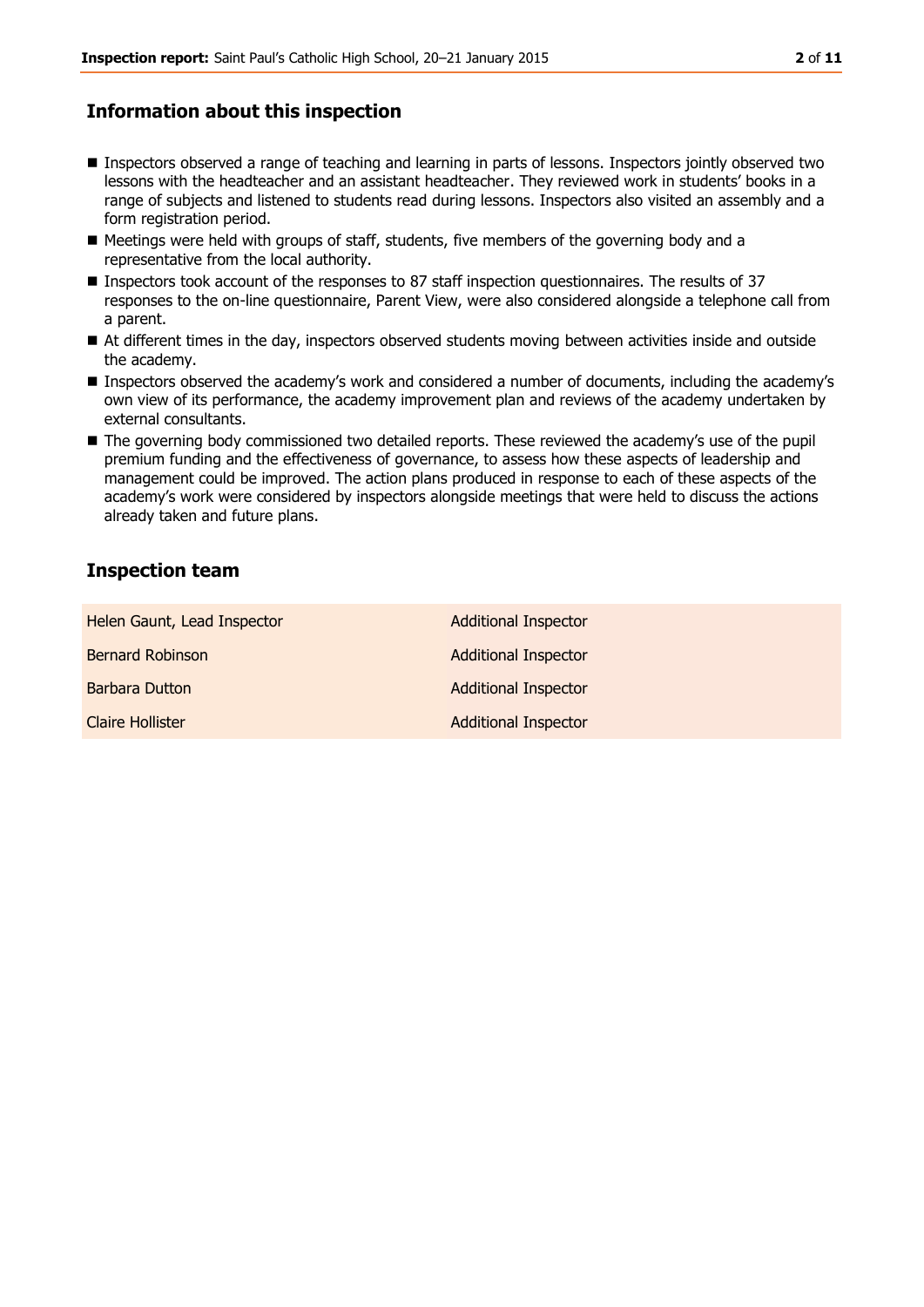## Information about this inspection

- Inspectors observed a range of teaching and learning in parts of lessons. Inspectors jointly observed two lessons with the headteacher and an assistant headteacher. They reviewed work in students' books in a range of subjects and listened to students read during lessons. Inspectors also visited an assembly and a form registration period.
- Meetings were held with groups of staff, students, five members of the governing body and a representative from the local authority.
- Inspectors took account of the responses to 87 staff inspection questionnaires. The results of 37 responses to the on-line questionnaire, Parent View, were also considered alongside a telephone call from a parent.
- At different times in the day, inspectors observed students moving between activities inside and outside the academy.
- Inspectors observed the academy's work and considered a number of documents, including the academy's own view of its performance, the academy improvement plan and reviews of the academy undertaken by external consultants.
- The governing body commissioned two detailed reports. These reviewed the academy's use of the pupil premium funding and the effectiveness of governance, to assess how these aspects of leadership and management could be improved. The action plans produced in response to each of these aspects of the academy's work were considered by inspectors alongside meetings that were held to discuss the actions already taken and future plans.

## Inspection team

| | |
|---|---|
| Helen Gaunt, Lead Inspector | Additional Inspector |
| Bernard Robinson | Additional Inspector |
| Barbara Dutton | Additional Inspector |
| Claire Hollister | Additional Inspector |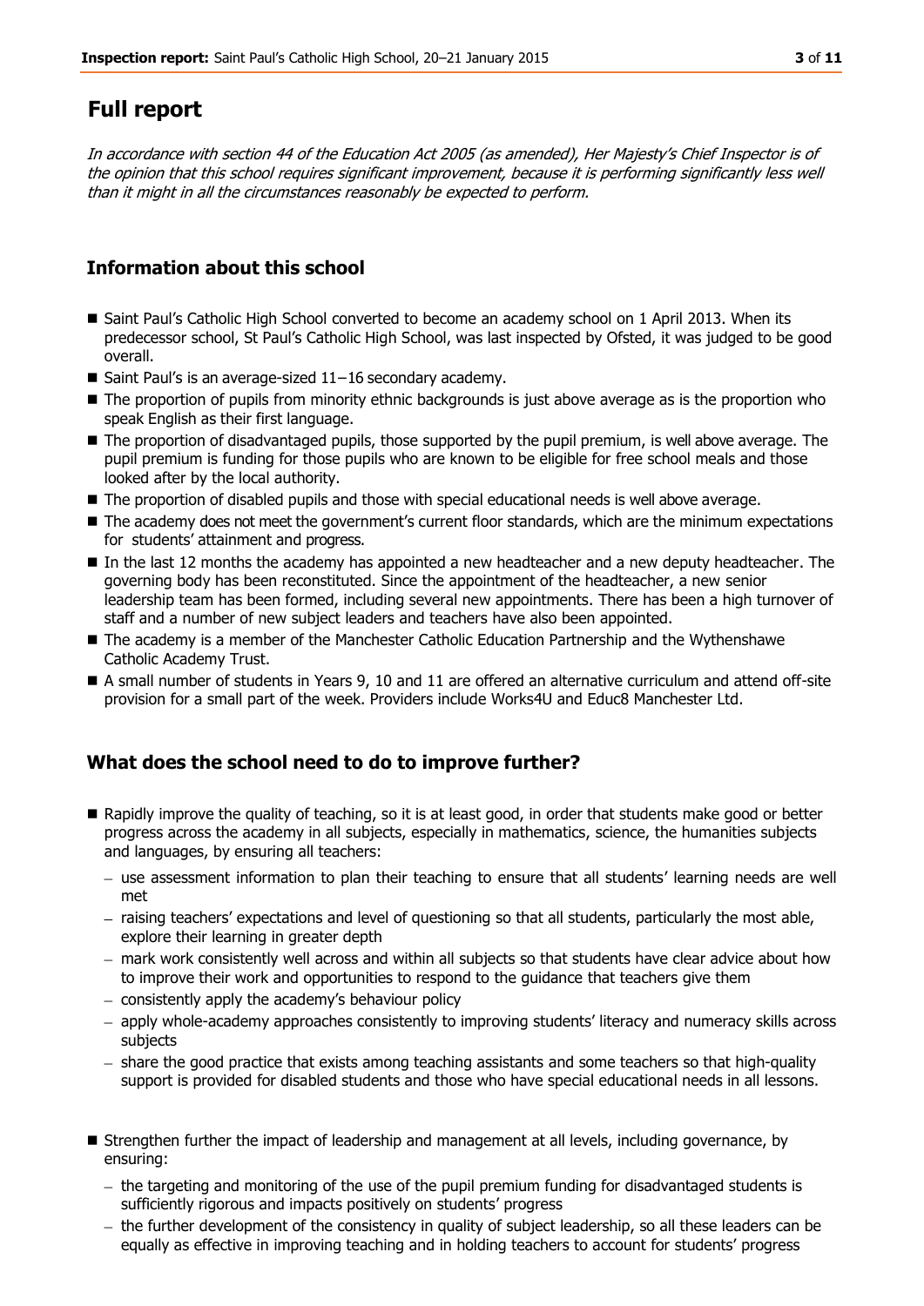# Full report

*In accordance with section 44 of the Education Act 2005 (as amended), Her Majesty's Chief Inspector is of the opinion that this school requires significant improvement, because it is performing significantly less well than it might in all the circumstances reasonably be expected to perform.*

## Information about this school

- Saint Paul's Catholic High School converted to become an academy school on 1 April 2013. When its predecessor school, St Paul's Catholic High School, was last inspected by Ofsted, it was judged to be good overall.
- Saint Paul's is an average-sized 11–16 secondary academy.
- The proportion of pupils from minority ethnic backgrounds is just above average as is the proportion who speak English as their first language.
- The proportion of disadvantaged pupils, those supported by the pupil premium, is well above average. The pupil premium is funding for those pupils who are known to be eligible for free school meals and those looked after by the local authority.
- The proportion of disabled pupils and those with special educational needs is well above average.
- The academy does not meet the government's current floor standards, which are the minimum expectations for students' attainment and progress.
- In the last 12 months the academy has appointed a new headteacher and a new deputy headteacher. The governing body has been reconstituted. Since the appointment of the headteacher, a new senior leadership team has been formed, including several new appointments. There has been a high turnover of staff and a number of new subject leaders and teachers have also been appointed.
- The academy is a member of the Manchester Catholic Education Partnership and the Wythenshawe Catholic Academy Trust.
- A small number of students in Years 9, 10 and 11 are offered an alternative curriculum and attend off-site provision for a small part of the week. Providers include Works4U and Educ8 Manchester Ltd.

## What does the school need to do to improve further?

- Rapidly improve the quality of teaching, so it is at least good, in order that students make good or better progress across the academy in all subjects, especially in mathematics, science, the humanities subjects and languages, by ensuring all teachers:
  - use assessment information to plan their teaching to ensure that all students' learning needs are well met
  - raising teachers' expectations and level of questioning so that all students, particularly the most able, explore their learning in greater depth
  - mark work consistently well across and within all subjects so that students have clear advice about how to improve their work and opportunities to respond to the guidance that teachers give them
  - consistently apply the academy's behaviour policy
  - apply whole-academy approaches consistently to improving students' literacy and numeracy skills across subjects
  - share the good practice that exists among teaching assistants and some teachers so that high-quality support is provided for disabled students and those who have special educational needs in all lessons.
- Strengthen further the impact of leadership and management at all levels, including governance, by ensuring:
  - the targeting and monitoring of the use of the pupil premium funding for disadvantaged students is sufficiently rigorous and impacts positively on students' progress
  - the further development of the consistency in quality of subject leadership, so all these leaders can be equally as effective in improving teaching and in holding teachers to account for students' progress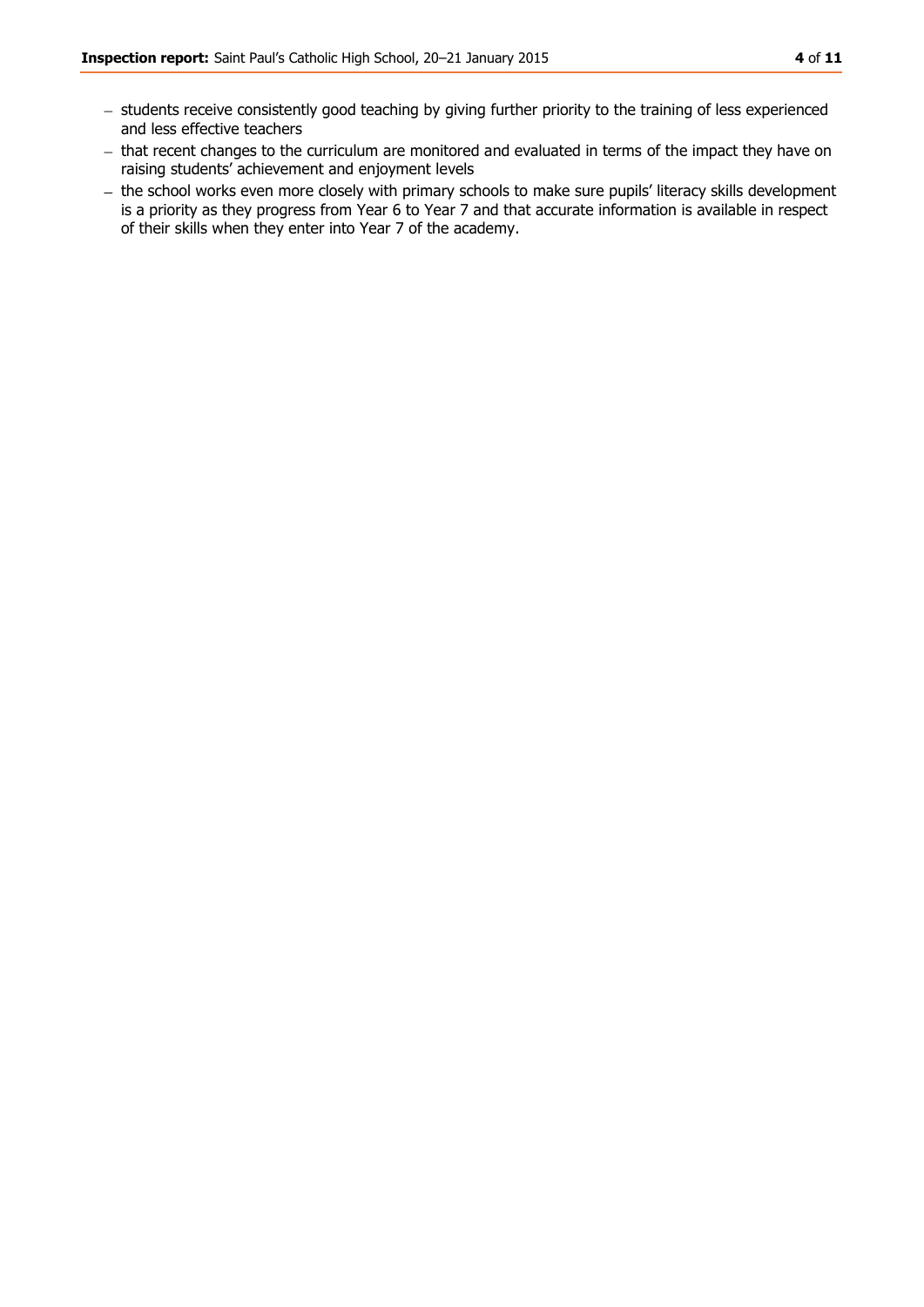- students receive consistently good teaching by giving further priority to the training of less experienced and less effective teachers
- that recent changes to the curriculum are monitored and evaluated in terms of the impact they have on raising students' achievement and enjoyment levels
- the school works even more closely with primary schools to make sure pupils' literacy skills development is a priority as they progress from Year 6 to Year 7 and that accurate information is available in respect of their skills when they enter into Year 7 of the academy.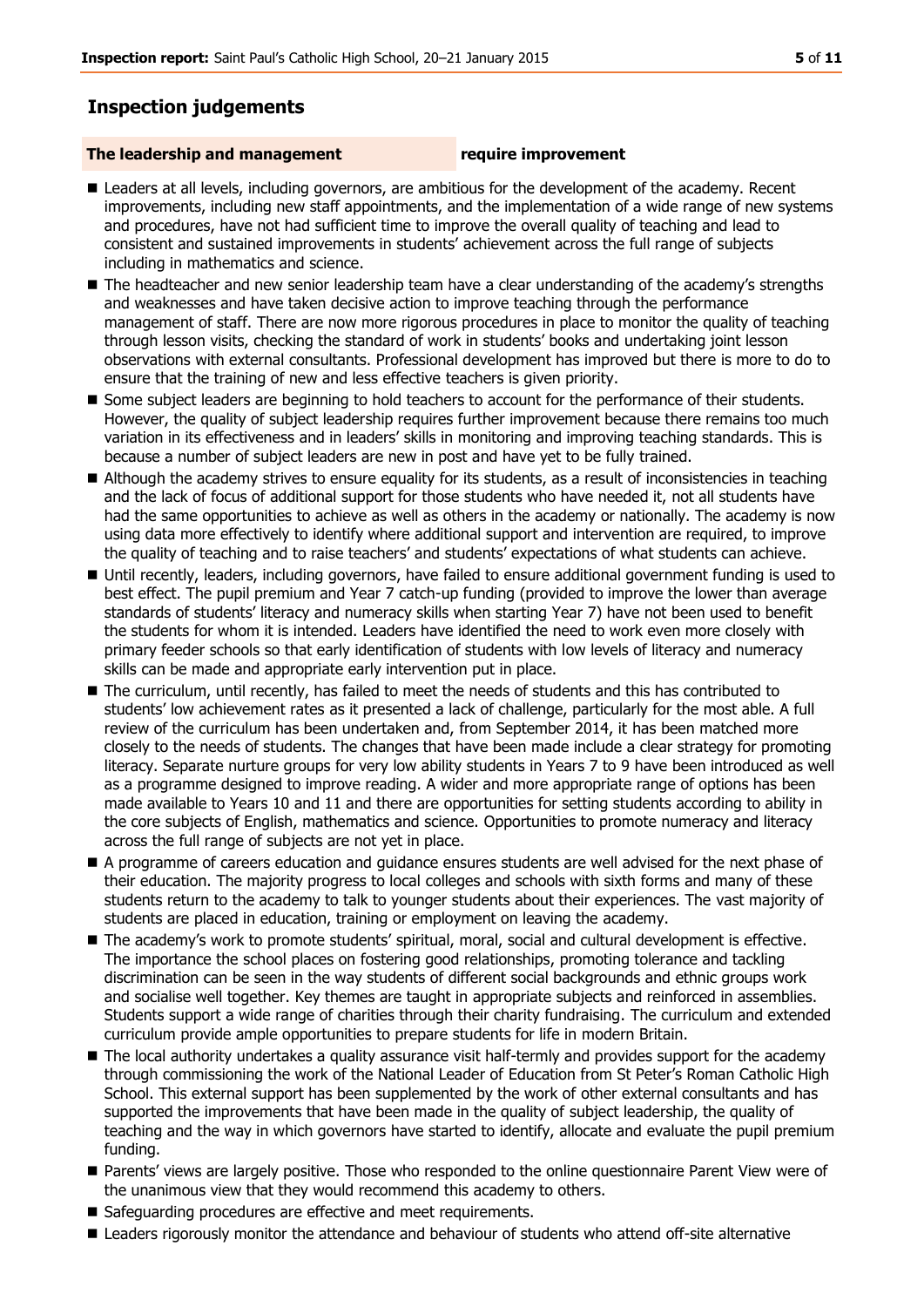## Inspection judgements

**The leadership and management** **require improvement**

- Leaders at all levels, including governors, are ambitious for the development of the academy. Recent improvements, including new staff appointments, and the implementation of a wide range of new systems and procedures, have not had sufficient time to improve the overall quality of teaching and lead to consistent and sustained improvements in students' achievement across the full range of subjects including in mathematics and science.
- The headteacher and new senior leadership team have a clear understanding of the academy's strengths and weaknesses and have taken decisive action to improve teaching through the performance management of staff. There are now more rigorous procedures in place to monitor the quality of teaching through lesson visits, checking the standard of work in students' books and undertaking joint lesson observations with external consultants. Professional development has improved but there is more to do to ensure that the training of new and less effective teachers is given priority.
- Some subject leaders are beginning to hold teachers to account for the performance of their students. However, the quality of subject leadership requires further improvement because there remains too much variation in its effectiveness and in leaders' skills in monitoring and improving teaching standards. This is because a number of subject leaders are new in post and have yet to be fully trained.
- Although the academy strives to ensure equality for its students, as a result of inconsistencies in teaching and the lack of focus of additional support for those students who have needed it, not all students have had the same opportunities to achieve as well as others in the academy or nationally. The academy is now using data more effectively to identify where additional support and intervention are required, to improve the quality of teaching and to raise teachers' and students' expectations of what students can achieve.
- Until recently, leaders, including governors, have failed to ensure additional government funding is used to best effect. The pupil premium and Year 7 catch-up funding (provided to improve the lower than average standards of students' literacy and numeracy skills when starting Year 7) have not been used to benefit the students for whom it is intended. Leaders have identified the need to work even more closely with primary feeder schools so that early identification of students with low levels of literacy and numeracy skills can be made and appropriate early intervention put in place.
- The curriculum, until recently, has failed to meet the needs of students and this has contributed to students' low achievement rates as it presented a lack of challenge, particularly for the most able. A full review of the curriculum has been undertaken and, from September 2014, it has been matched more closely to the needs of students. The changes that have been made include a clear strategy for promoting literacy. Separate nurture groups for very low ability students in Years 7 to 9 have been introduced as well as a programme designed to improve reading. A wider and more appropriate range of options has been made available to Years 10 and 11 and there are opportunities for setting students according to ability in the core subjects of English, mathematics and science. Opportunities to promote numeracy and literacy across the full range of subjects are not yet in place.
- A programme of careers education and guidance ensures students are well advised for the next phase of their education. The majority progress to local colleges and schools with sixth forms and many of these students return to the academy to talk to younger students about their experiences. The vast majority of students are placed in education, training or employment on leaving the academy.
- The academy's work to promote students' spiritual, moral, social and cultural development is effective. The importance the school places on fostering good relationships, promoting tolerance and tackling discrimination can be seen in the way students of different social backgrounds and ethnic groups work and socialise well together. Key themes are taught in appropriate subjects and reinforced in assemblies. Students support a wide range of charities through their charity fundraising. The curriculum and extended curriculum provide ample opportunities to prepare students for life in modern Britain.
- The local authority undertakes a quality assurance visit half-termly and provides support for the academy through commissioning the work of the National Leader of Education from St Peter's Roman Catholic High School. This external support has been supplemented by the work of other external consultants and has supported the improvements that have been made in the quality of subject leadership, the quality of teaching and the way in which governors have started to identify, allocate and evaluate the pupil premium funding.
- Parents' views are largely positive. Those who responded to the online questionnaire Parent View were of the unanimous view that they would recommend this academy to others.
- Safeguarding procedures are effective and meet requirements.
- Leaders rigorously monitor the attendance and behaviour of students who attend off-site alternative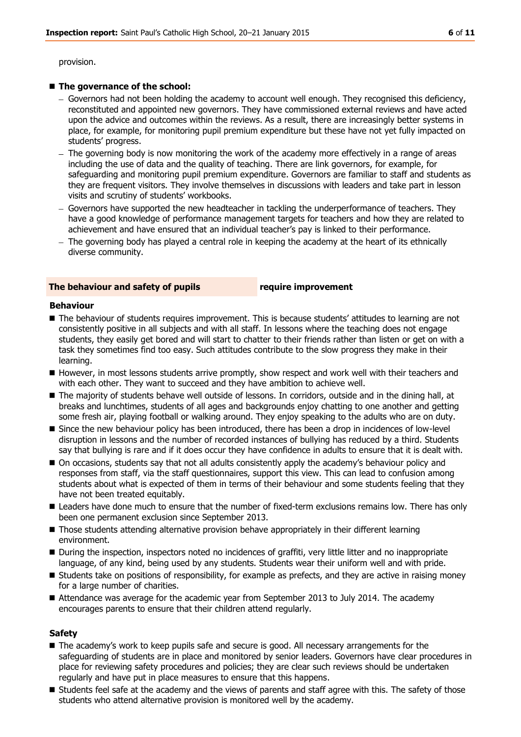provision.

- **The governance of the school:**
  - Governors had not been holding the academy to account well enough. They recognised this deficiency, reconstituted and appointed new governors. They have commissioned external reviews and have acted upon the advice and outcomes within the reviews. As a result, there are increasingly better systems in place, for example, for monitoring pupil premium expenditure but these have not yet fully impacted on students' progress.
  - The governing body is now monitoring the work of the academy more effectively in a range of areas including the use of data and the quality of teaching. There are link governors, for example, for safeguarding and monitoring pupil premium expenditure. Governors are familiar to staff and students as they are frequent visitors. They involve themselves in discussions with leaders and take part in lesson visits and scrutiny of students' workbooks.
  - Governors have supported the new headteacher in tackling the underperformance of teachers. They have a good knowledge of performance management targets for teachers and how they are related to achievement and have ensured that an individual teacher's pay is linked to their performance.
  - The governing body has played a central role in keeping the academy at the heart of its ethnically diverse community.

## The behaviour and safety of pupils — require improvement

### Behaviour

- The behaviour of students requires improvement. This is because students' attitudes to learning are not consistently positive in all subjects and with all staff. In lessons where the teaching does not engage students, they easily get bored and will start to chatter to their friends rather than listen or get on with a task they sometimes find too easy. Such attitudes contribute to the slow progress they make in their learning.
- However, in most lessons students arrive promptly, show respect and work well with their teachers and with each other. They want to succeed and they have ambition to achieve well.
- The majority of students behave well outside of lessons. In corridors, outside and in the dining hall, at breaks and lunchtimes, students of all ages and backgrounds enjoy chatting to one another and getting some fresh air, playing football or walking around. They enjoy speaking to the adults who are on duty.
- Since the new behaviour policy has been introduced, there has been a drop in incidences of low-level disruption in lessons and the number of recorded instances of bullying has reduced by a third. Students say that bullying is rare and if it does occur they have confidence in adults to ensure that it is dealt with.
- On occasions, students say that not all adults consistently apply the academy's behaviour policy and responses from staff, via the staff questionnaires, support this view. This can lead to confusion among students about what is expected of them in terms of their behaviour and some students feeling that they have not been treated equitably.
- Leaders have done much to ensure that the number of fixed-term exclusions remains low. There has only been one permanent exclusion since September 2013.
- Those students attending alternative provision behave appropriately in their different learning environment.
- During the inspection, inspectors noted no incidences of graffiti, very little litter and no inappropriate language, of any kind, being used by any students. Students wear their uniform well and with pride.
- Students take on positions of responsibility, for example as prefects, and they are active in raising money for a large number of charities.
- Attendance was average for the academic year from September 2013 to July 2014. The academy encourages parents to ensure that their children attend regularly.

### Safety

- The academy's work to keep pupils safe and secure is good. All necessary arrangements for the safeguarding of students are in place and monitored by senior leaders. Governors have clear procedures in place for reviewing safety procedures and policies; they are clear such reviews should be undertaken regularly and have put in place measures to ensure that this happens.
- Students feel safe at the academy and the views of parents and staff agree with this. The safety of those students who attend alternative provision is monitored well by the academy.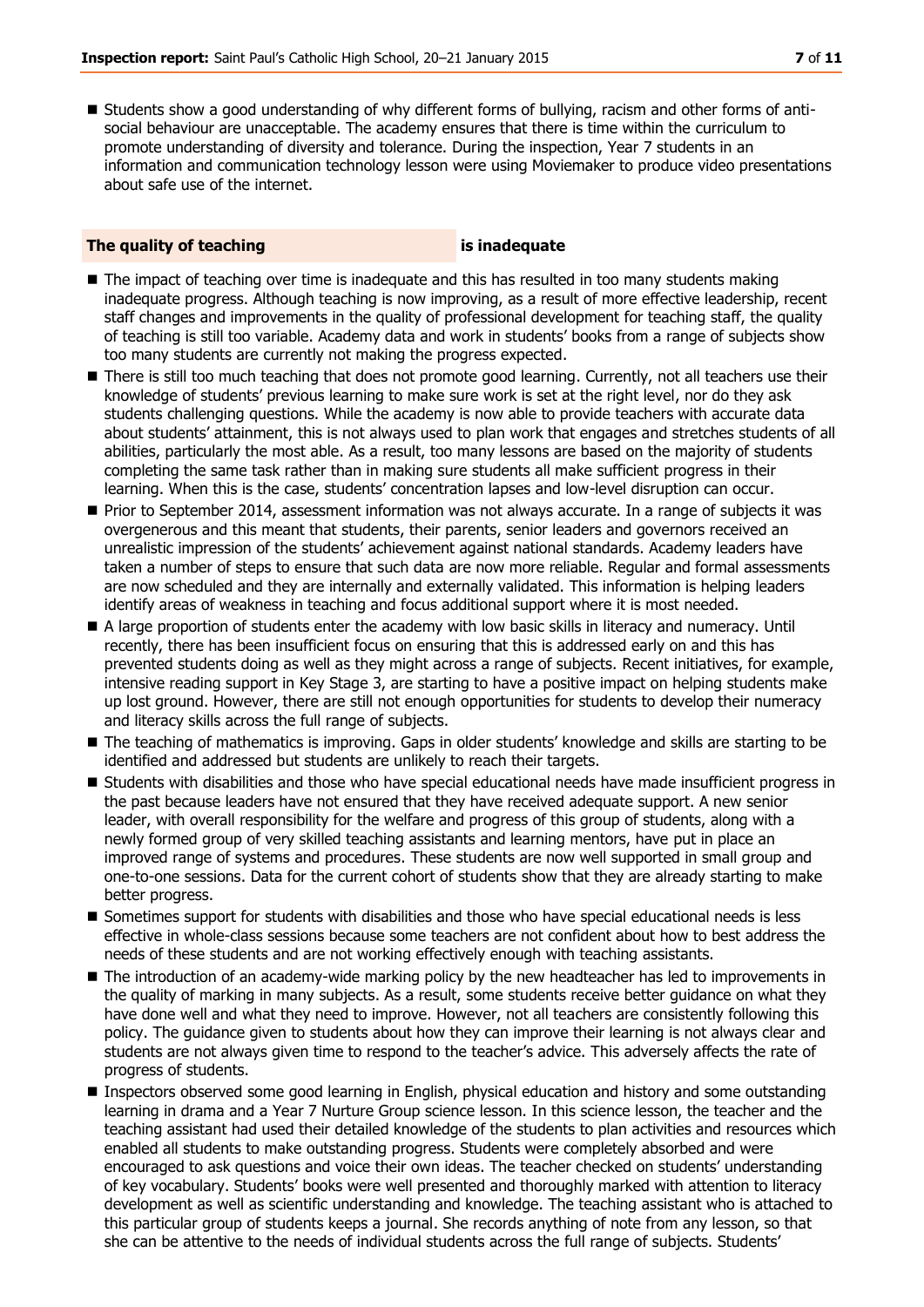- Students show a good understanding of why different forms of bullying, racism and other forms of anti-social behaviour are unacceptable. The academy ensures that there is time within the curriculum to promote understanding of diversity and tolerance. During the inspection, Year 7 students in an information and communication technology lesson were using Moviemaker to produce video presentations about safe use of the internet.

**The quality of teaching** **is inadequate**

- The impact of teaching over time is inadequate and this has resulted in too many students making inadequate progress. Although teaching is now improving, as a result of more effective leadership, recent staff changes and improvements in the quality of professional development for teaching staff, the quality of teaching is still too variable. Academy data and work in students' books from a range of subjects show too many students are currently not making the progress expected.
- There is still too much teaching that does not promote good learning. Currently, not all teachers use their knowledge of students' previous learning to make sure work is set at the right level, nor do they ask students challenging questions. While the academy is now able to provide teachers with accurate data about students' attainment, this is not always used to plan work that engages and stretches students of all abilities, particularly the most able. As a result, too many lessons are based on the majority of students completing the same task rather than in making sure students all make sufficient progress in their learning. When this is the case, students' concentration lapses and low-level disruption can occur.
- Prior to September 2014, assessment information was not always accurate. In a range of subjects it was overgenerous and this meant that students, their parents, senior leaders and governors received an unrealistic impression of the students' achievement against national standards. Academy leaders have taken a number of steps to ensure that such data are now more reliable. Regular and formal assessments are now scheduled and they are internally and externally validated. This information is helping leaders identify areas of weakness in teaching and focus additional support where it is most needed.
- A large proportion of students enter the academy with low basic skills in literacy and numeracy. Until recently, there has been insufficient focus on ensuring that this is addressed early on and this has prevented students doing as well as they might across a range of subjects. Recent initiatives, for example, intensive reading support in Key Stage 3, are starting to have a positive impact on helping students make up lost ground. However, there are still not enough opportunities for students to develop their numeracy and literacy skills across the full range of subjects.
- The teaching of mathematics is improving. Gaps in older students' knowledge and skills are starting to be identified and addressed but students are unlikely to reach their targets.
- Students with disabilities and those who have special educational needs have made insufficient progress in the past because leaders have not ensured that they have received adequate support. A new senior leader, with overall responsibility for the welfare and progress of this group of students, along with a newly formed group of very skilled teaching assistants and learning mentors, have put in place an improved range of systems and procedures. These students are now well supported in small group and one-to-one sessions. Data for the current cohort of students show that they are already starting to make better progress.
- Sometimes support for students with disabilities and those who have special educational needs is less effective in whole-class sessions because some teachers are not confident about how to best address the needs of these students and are not working effectively enough with teaching assistants.
- The introduction of an academy-wide marking policy by the new headteacher has led to improvements in the quality of marking in many subjects. As a result, some students receive better guidance on what they have done well and what they need to improve. However, not all teachers are consistently following this policy. The guidance given to students about how they can improve their learning is not always clear and students are not always given time to respond to the teacher's advice. This adversely affects the rate of progress of students.
- Inspectors observed some good learning in English, physical education and history and some outstanding learning in drama and a Year 7 Nurture Group science lesson. In this science lesson, the teacher and the teaching assistant had used their detailed knowledge of the students to plan activities and resources which enabled all students to make outstanding progress. Students were completely absorbed and were encouraged to ask questions and voice their own ideas. The teacher checked on students' understanding of key vocabulary. Students' books were well presented and thoroughly marked with attention to literacy development as well as scientific understanding and knowledge. The teaching assistant who is attached to this particular group of students keeps a journal. She records anything of note from any lesson, so that she can be attentive to the needs of individual students across the full range of subjects. Students'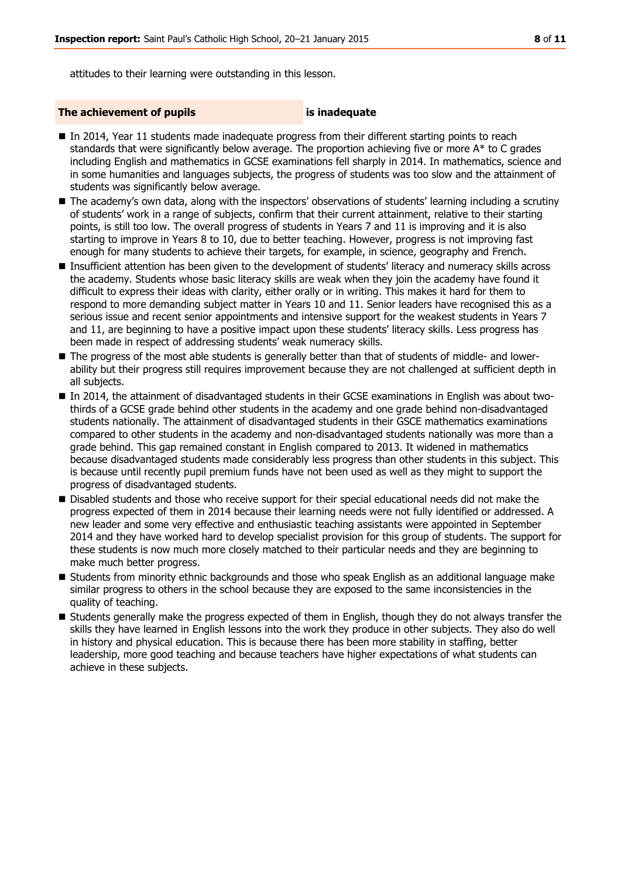attitudes to their learning were outstanding in this lesson.

**The achievement of pupils** **is inadequate**

- In 2014, Year 11 students made inadequate progress from their different starting points to reach standards that were significantly below average. The proportion achieving five or more A* to C grades including English and mathematics in GCSE examinations fell sharply in 2014. In mathematics, science and in some humanities and languages subjects, the progress of students was too slow and the attainment of students was significantly below average.
- The academy's own data, along with the inspectors' observations of students' learning including a scrutiny of students' work in a range of subjects, confirm that their current attainment, relative to their starting points, is still too low. The overall progress of students in Years 7 and 11 is improving and it is also starting to improve in Years 8 to 10, due to better teaching. However, progress is not improving fast enough for many students to achieve their targets, for example, in science, geography and French.
- Insufficient attention has been given to the development of students' literacy and numeracy skills across the academy. Students whose basic literacy skills are weak when they join the academy have found it difficult to express their ideas with clarity, either orally or in writing. This makes it hard for them to respond to more demanding subject matter in Years 10 and 11. Senior leaders have recognised this as a serious issue and recent senior appointments and intensive support for the weakest students in Years 7 and 11, are beginning to have a positive impact upon these students' literacy skills. Less progress has been made in respect of addressing students' weak numeracy skills.
- The progress of the most able students is generally better than that of students of middle- and lower-ability but their progress still requires improvement because they are not challenged at sufficient depth in all subjects.
- In 2014, the attainment of disadvantaged students in their GCSE examinations in English was about two-thirds of a GCSE grade behind other students in the academy and one grade behind non-disadvantaged students nationally. The attainment of disadvantaged students in their GSCE mathematics examinations compared to other students in the academy and non-disadvantaged students nationally was more than a grade behind. This gap remained constant in English compared to 2013. It widened in mathematics because disadvantaged students made considerably less progress than other students in this subject. This is because until recently pupil premium funds have not been used as well as they might to support the progress of disadvantaged students.
- Disabled students and those who receive support for their special educational needs did not make the progress expected of them in 2014 because their learning needs were not fully identified or addressed. A new leader and some very effective and enthusiastic teaching assistants were appointed in September 2014 and they have worked hard to develop specialist provision for this group of students. The support for these students is now much more closely matched to their particular needs and they are beginning to make much better progress.
- Students from minority ethnic backgrounds and those who speak English as an additional language make similar progress to others in the school because they are exposed to the same inconsistencies in the quality of teaching.
- Students generally make the progress expected of them in English, though they do not always transfer the skills they have learned in English lessons into the work they produce in other subjects. They also do well in history and physical education. This is because there has been more stability in staffing, better leadership, more good teaching and because teachers have higher expectations of what students can achieve in these subjects.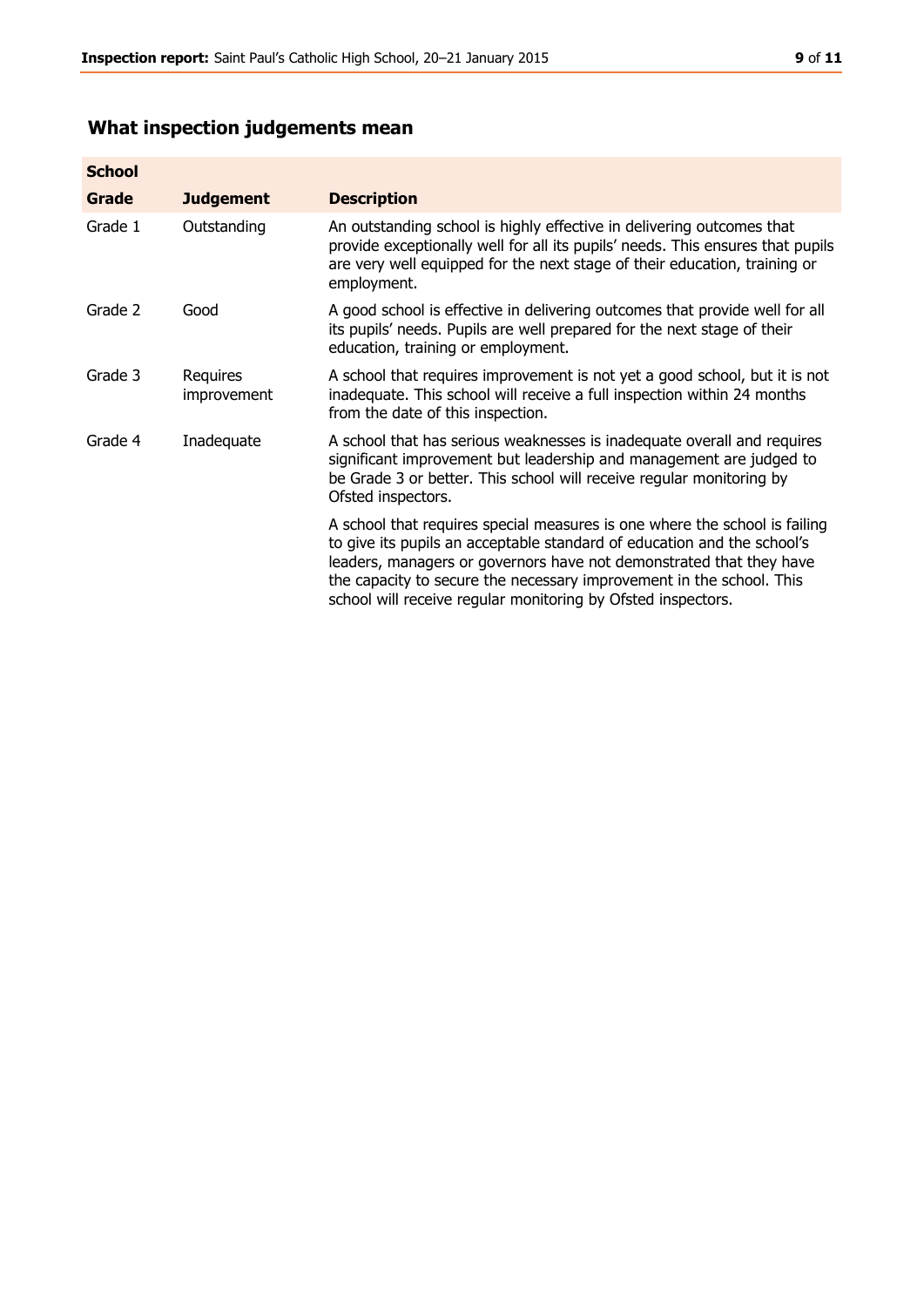## What inspection judgements mean

| School Grade | Judgement | Description |
|---|---|---|
| Grade 1 | Outstanding | An outstanding school is highly effective in delivering outcomes that provide exceptionally well for all its pupils' needs. This ensures that pupils are very well equipped for the next stage of their education, training or employment. |
| Grade 2 | Good | A good school is effective in delivering outcomes that provide well for all its pupils' needs. Pupils are well prepared for the next stage of their education, training or employment. |
| Grade 3 | Requires improvement | A school that requires improvement is not yet a good school, but it is not inadequate. This school will receive a full inspection within 24 months from the date of this inspection. |
| Grade 4 | Inadequate | A school that has serious weaknesses is inadequate overall and requires significant improvement but leadership and management are judged to be Grade 3 or better. This school will receive regular monitoring by Ofsted inspectors. |
| | | A school that requires special measures is one where the school is failing to give its pupils an acceptable standard of education and the school's leaders, managers or governors have not demonstrated that they have the capacity to secure the necessary improvement in the school. This school will receive regular monitoring by Ofsted inspectors. |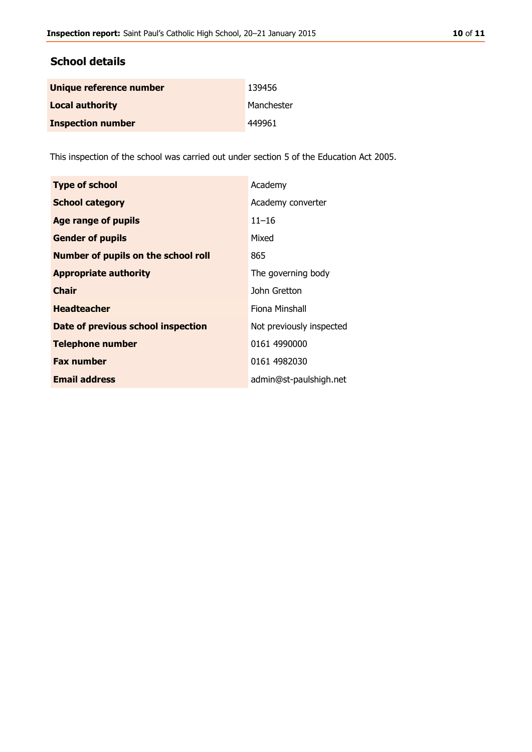## School details

| | |
|---|---|
| **Unique reference number** | 139456 |
| **Local authority** | Manchester |
| **Inspection number** | 449961 |

This inspection of the school was carried out under section 5 of the Education Act 2005.

| | |
|---|---|
| **Type of school** | Academy |
| **School category** | Academy converter |
| **Age range of pupils** | 11–16 |
| **Gender of pupils** | Mixed |
| **Number of pupils on the school roll** | 865 |
| **Appropriate authority** | The governing body |
| **Chair** | John Gretton |
| **Headteacher** | Fiona Minshall |
| **Date of previous school inspection** | Not previously inspected |
| **Telephone number** | 0161 4990000 |
| **Fax number** | 0161 4982030 |
| **Email address** | admin@st-paulshigh.net |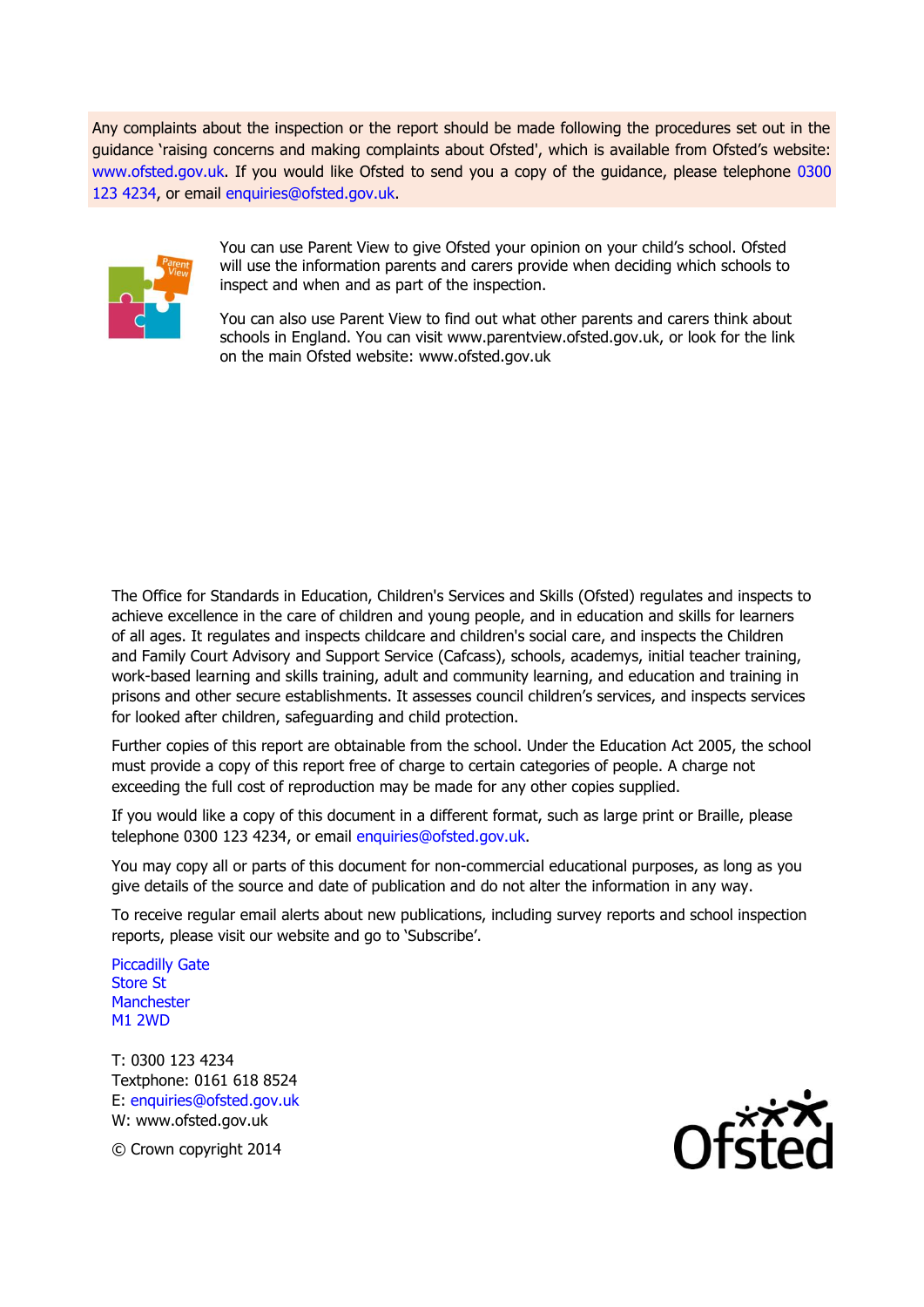Any complaints about the inspection or the report should be made following the procedures set out in the guidance 'raising concerns and making complaints about Ofsted', which is available from Ofsted's website: www.ofsted.gov.uk. If you would like Ofsted to send you a copy of the guidance, please telephone 0300 123 4234, or email enquiries@ofsted.gov.uk.

You can use Parent View to give Ofsted your opinion on your child's school. Ofsted will use the information parents and carers provide when deciding which schools to inspect and when and as part of the inspection.

You can also use Parent View to find out what other parents and carers think about schools in England. You can visit www.parentview.ofsted.gov.uk, or look for the link on the main Ofsted website: www.ofsted.gov.uk

The Office for Standards in Education, Children's Services and Skills (Ofsted) regulates and inspects to achieve excellence in the care of children and young people, and in education and skills for learners of all ages. It regulates and inspects childcare and children's social care, and inspects the Children and Family Court Advisory and Support Service (Cafcass), schools, academys, initial teacher training, work-based learning and skills training, adult and community learning, and education and training in prisons and other secure establishments. It assesses council children's services, and inspects services for looked after children, safeguarding and child protection.

Further copies of this report are obtainable from the school. Under the Education Act 2005, the school must provide a copy of this report free of charge to certain categories of people. A charge not exceeding the full cost of reproduction may be made for any other copies supplied.

If you would like a copy of this document in a different format, such as large print or Braille, please telephone 0300 123 4234, or email enquiries@ofsted.gov.uk.

You may copy all or parts of this document for non-commercial educational purposes, as long as you give details of the source and date of publication and do not alter the information in any way.

To receive regular email alerts about new publications, including survey reports and school inspection reports, please visit our website and go to 'Subscribe'.

Piccadilly Gate
Store St
Manchester
M1 2WD

T: 0300 123 4234
Textphone: 0161 618 8524
E: enquiries@ofsted.gov.uk
W: www.ofsted.gov.uk

© Crown copyright 2014